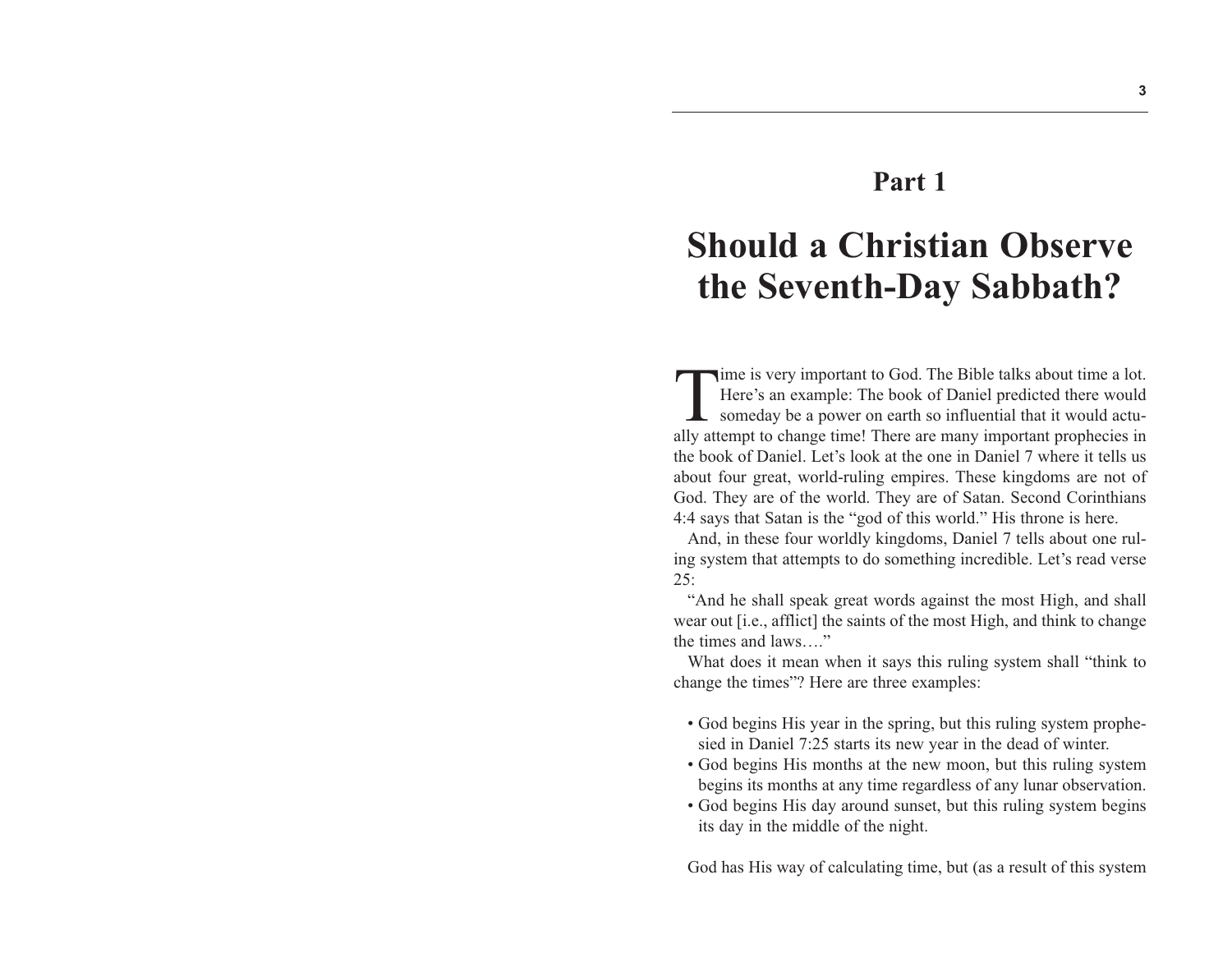# Part 1

# Should a Christian Observe the Seventh-Day Sabbath?

Time is very important to God. The Bible talks about time a lot. Here's an example: The book of Daniel predicted there would someday be a power on earth so influential that it would actually attempt to change time! There are many important prophecies in the book of Daniel. Let's look at the one in Daniel 7 where it tells us about four great, world-ruling empires. These kingdoms are not of God. They are of the world. They are of Satan. Second Corinthians 4:4 says that Satan is the "god of this world." His throne is here.

And, in these four worldly kingdoms, Daniel 7 tells about one ruling system that attempts to do something incredible. Let's read verse 25:

"And he shall speak great words against the most High, and shall wear out [i.e., afflict] the saints of the most High, and think to change the times and laws…."

What does it mean when it says this ruling system shall "think to change the times"? Here are three examples:

- God begins His year in the spring, but this ruling system prophesied in Daniel 7:25 starts its new year in the dead of winter.
- God begins His months at the new moon, but this ruling system begins its months at any time regardless of any lunar observation.
- God begins His day around sunset, but this ruling system begins its day in the middle of the night.

God has His way of calculating time, but (as a result of this system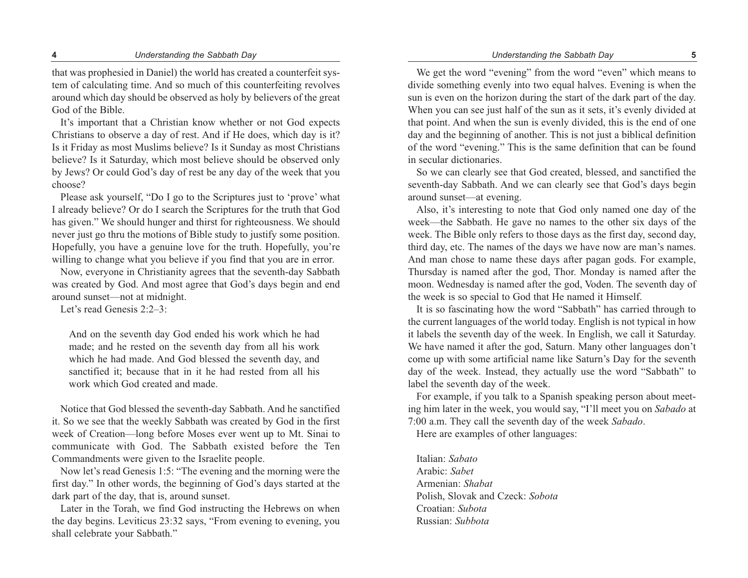that was prophesied in Daniel) the world has created a counterfeit system of calculating time. And so much of this counterfeiting revolves around which day should be observed as holy by believers of the great God of the Bible.

It's important that a Christian know whether or not God expects Christians to observe a day of rest. And if He does, which day is it? Is it Friday as most Muslims believe? Is it Sunday as most Christians believe? Is it Saturday, which most believe should be observed only by Jews? Or could God's day of rest be any day of the week that you choose?

Please ask yourself, "Do I go to the Scriptures just to 'prove' what I already believe? Or do I search the Scriptures for the truth that God has given." We should hunger and thirst for righteousness. We should never just go thru the motions of Bible study to justify some position. Hopefully, you have a genuine love for the truth. Hopefully, you're willing to change what you believe if you find that you are in error.

Now, everyone in Christianity agrees that the seventh-day Sabbath was created by God. And most agree that God's days begin and end around sunset—not at midnight.

Let's read Genesis 2:2–3:

> And on the seventh day God ended his work which he had made; and he rested on the seventh day from all his work which he had made. And God blessed the seventh day, and sanctified it; because that in it he had rested from all his work which God created and made.

Notice that God blessed the seventh-day Sabbath. And he sanctified it. So we see that the weekly Sabbath was created by God in the first week of Creation—long before Moses ever went up to Mt. Sinai to communicate with God. The Sabbath existed before the Ten Commandments were given to the Israelite people.

Now let's read Genesis 1:5: "The evening and the morning were the first day." In other words, the beginning of God's days started at the dark part of the day, that is, around sunset.

Later in the Torah, we find God instructing the Hebrews on when the day begins. Leviticus 23:32 says, "From evening to evening, you shall celebrate your Sabbath."

We get the word "evening" from the word "even" which means to divide something evenly into two equal halves. Evening is when the sun is even on the horizon during the start of the dark part of the day. When you can see just half of the sun as it sets, it's evenly divided at that point. And when the sun is evenly divided, this is the end of one day and the beginning of another. This is not just a biblical definition of the word "evening." This is the same definition that can be found in secular dictionaries.

So we can clearly see that God created, blessed, and sanctified the seventh-day Sabbath. And we can clearly see that God's days begin around sunset—at evening.

Also, it's interesting to note that God only named one day of the week—the Sabbath. He gave no names to the other six days of the week. The Bible only refers to those days as the first day, second day, third day, etc. The names of the days we have now are man's names. And man chose to name these days after pagan gods. For example, Thursday is named after the god, Thor. Monday is named after the moon. Wednesday is named after the god, Voden. The seventh day of the week is so special to God that He named it Himself.

It is so fascinating how the word "Sabbath" has carried through to the current languages of the world today. English is not typical in how it labels the seventh day of the week. In English, we call it Saturday. We have named it after the god, Saturn. Many other languages don't come up with some artificial name like Saturn's Day for the seventh day of the week. Instead, they actually use the word "Sabbath" to label the seventh day of the week.

For example, if you talk to a Spanish speaking person about meeting him later in the week, you would say, "I'll meet you on *Sabado* at 7:00 a.m. They call the seventh day of the week *Sabado*.

Here are examples of other languages:

Italian: *Sabato*
Arabic: *Sabet*
Armenian: *Shabat*
Polish, Slovak and Czeck: *Sobota*
Croatian: *Subota*
Russian: *Subbota*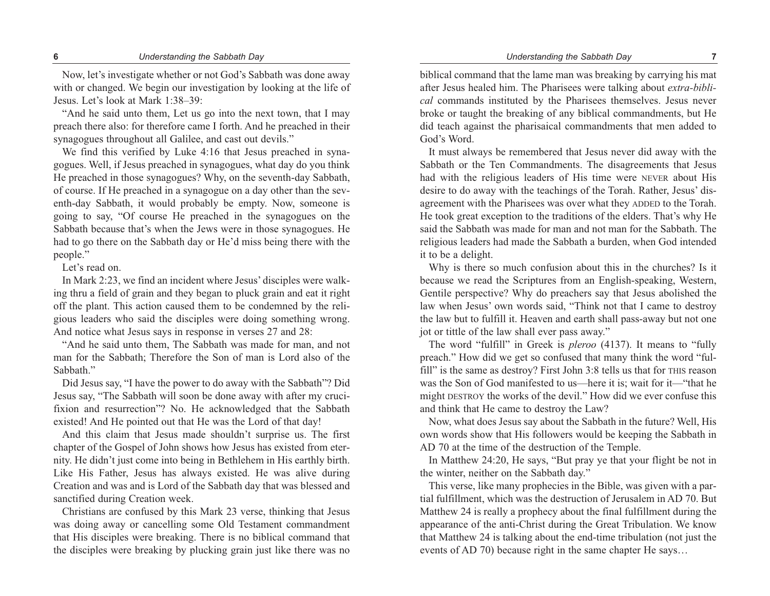Now, let's investigate whether or not God's Sabbath was done away with or changed. We begin our investigation by looking at the life of Jesus. Let's look at Mark 1:38–39:

"And he said unto them, Let us go into the next town, that I may preach there also: for therefore came I forth. And he preached in their synagogues throughout all Galilee, and cast out devils."

We find this verified by Luke 4:16 that Jesus preached in synagogues. Well, if Jesus preached in synagogues, what day do you think He preached in those synagogues? Why, on the seventh-day Sabbath, of course. If He preached in a synagogue on a day other than the seventh-day Sabbath, it would probably be empty. Now, someone is going to say, "Of course He preached in the synagogues on the Sabbath because that's when the Jews were in those synagogues. He had to go there on the Sabbath day or He'd miss being there with the people."

Let's read on.

In Mark 2:23, we find an incident where Jesus' disciples were walking thru a field of grain and they began to pluck grain and eat it right off the plant. This action caused them to be condemned by the religious leaders who said the disciples were doing something wrong. And notice what Jesus says in response in verses 27 and 28:

"And he said unto them, The Sabbath was made for man, and not man for the Sabbath; Therefore the Son of man is Lord also of the Sabbath."

Did Jesus say, "I have the power to do away with the Sabbath"? Did Jesus say, "The Sabbath will soon be done away with after my crucifixion and resurrection"? No. He acknowledged that the Sabbath existed! And He pointed out that He was the Lord of that day!

And this claim that Jesus made shouldn't surprise us. The first chapter of the Gospel of John shows how Jesus has existed from eternity. He didn't just come into being in Bethlehem in His earthly birth. Like His Father, Jesus has always existed. He was alive during Creation and was and is Lord of the Sabbath day that was blessed and sanctified during Creation week.

Christians are confused by this Mark 23 verse, thinking that Jesus was doing away or cancelling some Old Testament commandment that His disciples were breaking. There is no biblical command that the disciples were breaking by plucking grain just like there was no biblical command that the lame man was breaking by carrying his mat after Jesus healed him. The Pharisees were talking about *extra-biblical* commands instituted by the Pharisees themselves. Jesus never broke or taught the breaking of any biblical commandments, but He did teach against the pharisaical commandments that men added to God's Word.

It must always be remembered that Jesus never did away with the Sabbath or the Ten Commandments. The disagreements that Jesus had with the religious leaders of His time were NEVER about His desire to do away with the teachings of the Torah. Rather, Jesus' disagreement with the Pharisees was over what they ADDED to the Torah. He took great exception to the traditions of the elders. That's why He said the Sabbath was made for man and not man for the Sabbath. The religious leaders had made the Sabbath a burden, when God intended it to be a delight.

Why is there so much confusion about this in the churches? Is it because we read the Scriptures from an English-speaking, Western, Gentile perspective? Why do preachers say that Jesus abolished the law when Jesus' own words said, "Think not that I came to destroy the law but to fulfill it. Heaven and earth shall pass-away but not one jot or tittle of the law shall ever pass away."

The word "fulfill" in Greek is *pleroo* (4137). It means to "fully preach." How did we get so confused that many think the word "fulfill" is the same as destroy? First John 3:8 tells us that for THIS reason was the Son of God manifested to us—here it is; wait for it—"that he might DESTROY the works of the devil." How did we ever confuse this and think that He came to destroy the Law?

Now, what does Jesus say about the Sabbath in the future? Well, His own words show that His followers would be keeping the Sabbath in AD 70 at the time of the destruction of the Temple.

In Matthew 24:20, He says, "But pray ye that your flight be not in the winter, neither on the Sabbath day."

This verse, like many prophecies in the Bible, was given with a partial fulfillment, which was the destruction of Jerusalem in AD 70. But Matthew 24 is really a prophecy about the final fulfillment during the appearance of the anti-Christ during the Great Tribulation. We know that Matthew 24 is talking about the end-time tribulation (not just the events of AD 70) because right in the same chapter He says…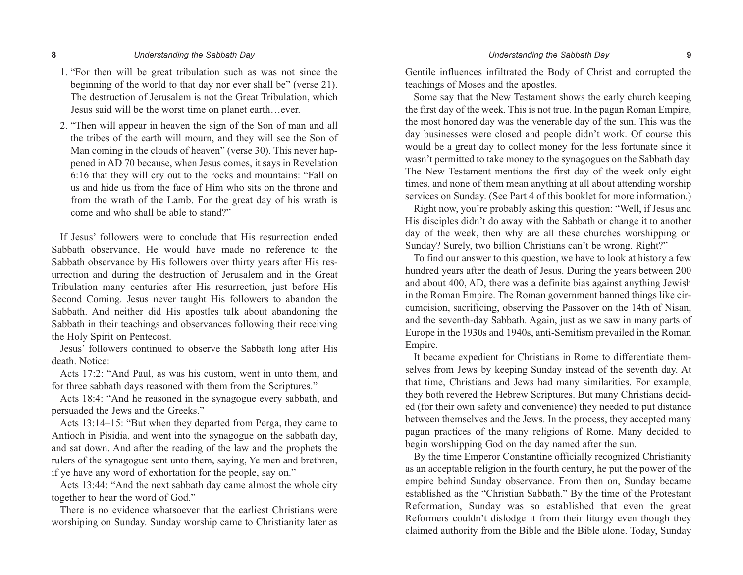1. "For then will be great tribulation such as was not since the beginning of the world to that day nor ever shall be" (verse 21). The destruction of Jerusalem is not the Great Tribulation, which Jesus said will be the worst time on planet earth…ever.

2. "Then will appear in heaven the sign of the Son of man and all the tribes of the earth will mourn, and they will see the Son of Man coming in the clouds of heaven" (verse 30). This never happened in AD 70 because, when Jesus comes, it says in Revelation 6:16 that they will cry out to the rocks and mountains: "Fall on us and hide us from the face of Him who sits on the throne and from the wrath of the Lamb. For the great day of his wrath is come and who shall be able to stand?"

If Jesus' followers were to conclude that His resurrection ended Sabbath observance, He would have made no reference to the Sabbath observance by His followers over thirty years after His resurrection and during the destruction of Jerusalem and in the Great Tribulation many centuries after His resurrection, just before His Second Coming. Jesus never taught His followers to abandon the Sabbath. And neither did His apostles talk about abandoning the Sabbath in their teachings and observances following their receiving the Holy Spirit on Pentecost.

Jesus' followers continued to observe the Sabbath long after His death. Notice:

Acts 17:2: "And Paul, as was his custom, went in unto them, and for three sabbath days reasoned with them from the Scriptures."

Acts 18:4: "And he reasoned in the synagogue every sabbath, and persuaded the Jews and the Greeks."

Acts 13:14–15: "But when they departed from Perga, they came to Antioch in Pisidia, and went into the synagogue on the sabbath day, and sat down. And after the reading of the law and the prophets the rulers of the synagogue sent unto them, saying, Ye men and brethren, if ye have any word of exhortation for the people, say on."

Acts 13:44: "And the next sabbath day came almost the whole city together to hear the word of God."

There is no evidence whatsoever that the earliest Christians were worshiping on Sunday. Sunday worship came to Christianity later as Gentile influences infiltrated the Body of Christ and corrupted the teachings of Moses and the apostles.

Some say that the New Testament shows the early church keeping the first day of the week. This is not true. In the pagan Roman Empire, the most honored day was the venerable day of the sun. This was the day businesses were closed and people didn't work. Of course this would be a great day to collect money for the less fortunate since it wasn't permitted to take money to the synagogues on the Sabbath day. The New Testament mentions the first day of the week only eight times, and none of them mean anything at all about attending worship services on Sunday. (See Part 4 of this booklet for more information.)

Right now, you're probably asking this question: "Well, if Jesus and His disciples didn't do away with the Sabbath or change it to another day of the week, then why are all these churches worshipping on Sunday? Surely, two billion Christians can't be wrong. Right?"

To find our answer to this question, we have to look at history a few hundred years after the death of Jesus. During the years between 200 and about 400, AD, there was a definite bias against anything Jewish in the Roman Empire. The Roman government banned things like circumcision, sacrificing, observing the Passover on the 14th of Nisan, and the seventh-day Sabbath. Again, just as we saw in many parts of Europe in the 1930s and 1940s, anti-Semitism prevailed in the Roman Empire.

It became expedient for Christians in Rome to differentiate themselves from Jews by keeping Sunday instead of the seventh day. At that time, Christians and Jews had many similarities. For example, they both revered the Hebrew Scriptures. But many Christians decided (for their own safety and convenience) they needed to put distance between themselves and the Jews. In the process, they accepted many pagan practices of the many religions of Rome. Many decided to begin worshipping God on the day named after the sun.

By the time Emperor Constantine officially recognized Christianity as an acceptable religion in the fourth century, he put the power of the empire behind Sunday observance. From then on, Sunday became established as the "Christian Sabbath." By the time of the Protestant Reformation, Sunday was so established that even the great Reformers couldn't dislodge it from their liturgy even though they claimed authority from the Bible and the Bible alone. Today, Sunday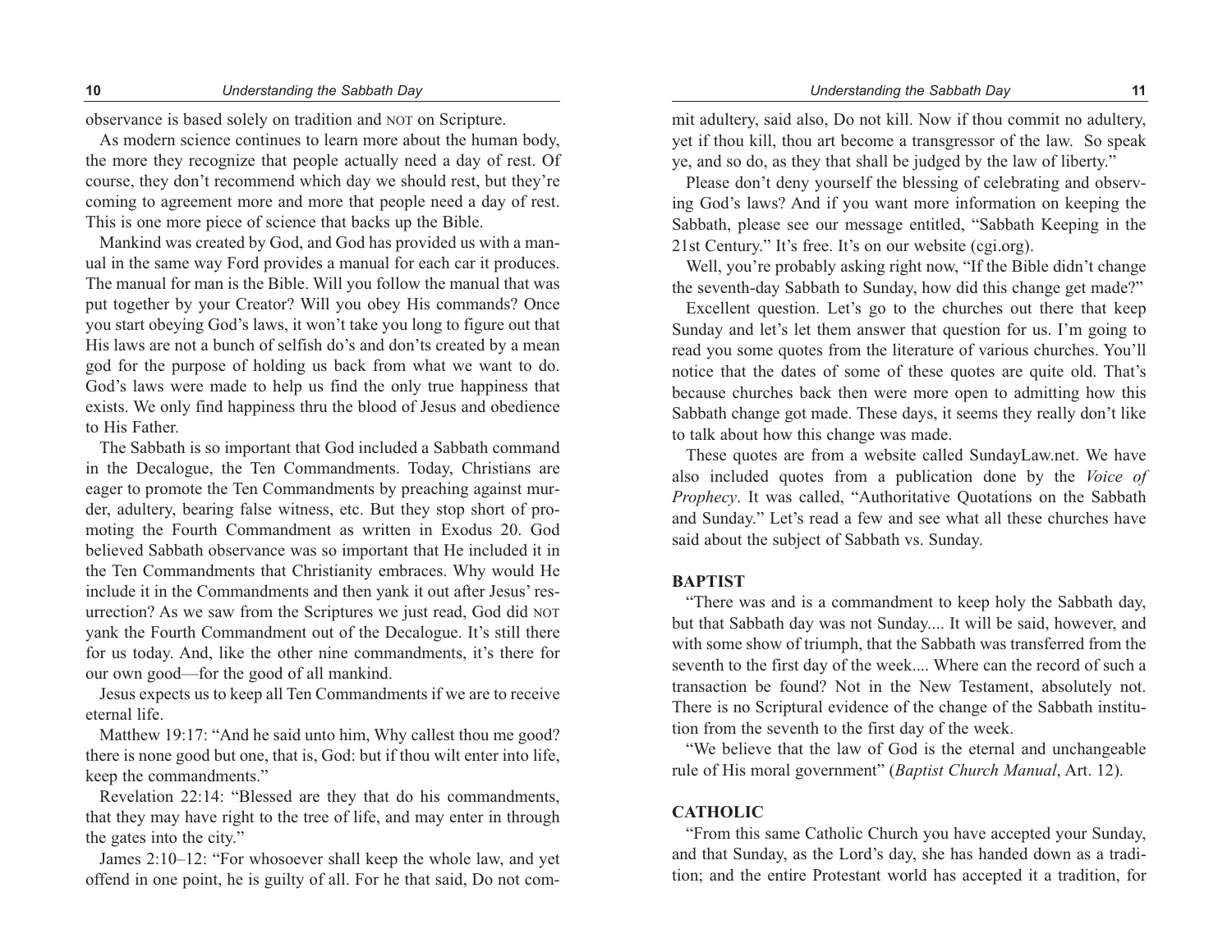observance is based solely on tradition and NOT on Scripture.

As modern science continues to learn more about the human body, the more they recognize that people actually need a day of rest. Of course, they don't recommend which day we should rest, but they're coming to agreement more and more that people need a day of rest. This is one more piece of science that backs up the Bible.

Mankind was created by God, and God has provided us with a manual in the same way Ford provides a manual for each car it produces. The manual for man is the Bible. Will you follow the manual that was put together by your Creator? Will you obey His commands? Once you start obeying God's laws, it won't take you long to figure out that His laws are not a bunch of selfish do's and don'ts created by a mean god for the purpose of holding us back from what we want to do. God's laws were made to help us find the only true happiness that exists. We only find happiness thru the blood of Jesus and obedience to His Father.

The Sabbath is so important that God included a Sabbath command in the Decalogue, the Ten Commandments. Today, Christians are eager to promote the Ten Commandments by preaching against murder, adultery, bearing false witness, etc. But they stop short of promoting the Fourth Commandment as written in Exodus 20. God believed Sabbath observance was so important that He included it in the Ten Commandments that Christianity embraces. Why would He include it in the Commandments and then yank it out after Jesus' resurrection? As we saw from the Scriptures we just read, God did NOT yank the Fourth Commandment out of the Decalogue. It's still there for us today. And, like the other nine commandments, it's there for our own good—for the good of all mankind.

Jesus expects us to keep all Ten Commandments if we are to receive eternal life.

Matthew 19:17: "And he said unto him, Why callest thou me good? there is none good but one, that is, God: but if thou wilt enter into life, keep the commandments."

Revelation 22:14: "Blessed are they that do his commandments, that they may have right to the tree of life, and may enter in through the gates into the city."

James 2:10–12: "For whosoever shall keep the whole law, and yet offend in one point, he is guilty of all. For he that said, Do not commit adultery, said also, Do not kill. Now if thou commit no adultery, yet if thou kill, thou art become a transgressor of the law. So speak ye, and so do, as they that shall be judged by the law of liberty."

Please don't deny yourself the blessing of celebrating and observing God's laws? And if you want more information on keeping the Sabbath, please see our message entitled, "Sabbath Keeping in the 21st Century." It's free. It's on our website (cgi.org).

Well, you're probably asking right now, "If the Bible didn't change the seventh-day Sabbath to Sunday, how did this change get made?"

Excellent question. Let's go to the churches out there that keep Sunday and let's let them answer that question for us. I'm going to read you some quotes from the literature of various churches. You'll notice that the dates of some of these quotes are quite old. That's because churches back then were more open to admitting how this Sabbath change got made. These days, it seems they really don't like to talk about how this change was made.

These quotes are from a website called SundayLaw.net. We have also included quotes from a publication done by the *Voice of Prophecy*. It was called, "Authoritative Quotations on the Sabbath and Sunday." Let's read a few and see what all these churches have said about the subject of Sabbath vs. Sunday.

**BAPTIST**

"There was and is a commandment to keep holy the Sabbath day, but that Sabbath day was not Sunday.... It will be said, however, and with some show of triumph, that the Sabbath was transferred from the seventh to the first day of the week.... Where can the record of such a transaction be found? Not in the New Testament, absolutely not. There is no Scriptural evidence of the change of the Sabbath institution from the seventh to the first day of the week.

"We believe that the law of God is the eternal and unchangeable rule of His moral government" (*Baptist Church Manual*, Art. 12).

**CATHOLIC**

"From this same Catholic Church you have accepted your Sunday, and that Sunday, as the Lord's day, she has handed down as a tradition; and the entire Protestant world has accepted it a tradition, for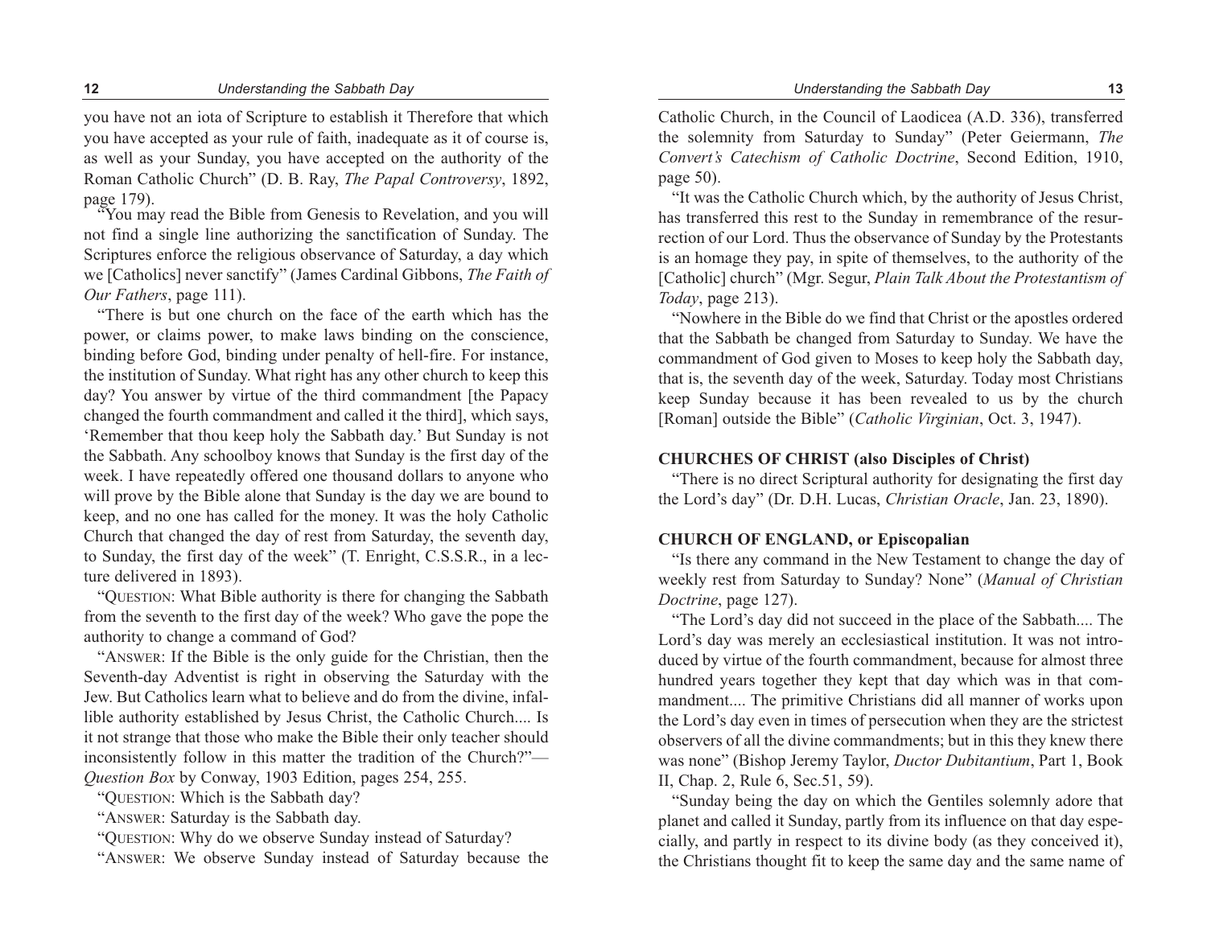you have not an iota of Scripture to establish it Therefore that which you have accepted as your rule of faith, inadequate as it of course is, as well as your Sunday, you have accepted on the authority of the Roman Catholic Church" (D. B. Ray, *The Papal Controversy*, 1892, page 179).

"You may read the Bible from Genesis to Revelation, and you will not find a single line authorizing the sanctification of Sunday. The Scriptures enforce the religious observance of Saturday, a day which we [Catholics] never sanctify" (James Cardinal Gibbons, *The Faith of Our Fathers*, page 111).

"There is but one church on the face of the earth which has the power, or claims power, to make laws binding on the conscience, binding before God, binding under penalty of hell-fire. For instance, the institution of Sunday. What right has any other church to keep this day? You answer by virtue of the third commandment [the Papacy changed the fourth commandment and called it the third], which says, 'Remember that thou keep holy the Sabbath day.' But Sunday is not the Sabbath. Any schoolboy knows that Sunday is the first day of the week. I have repeatedly offered one thousand dollars to anyone who will prove by the Bible alone that Sunday is the day we are bound to keep, and no one has called for the money. It was the holy Catholic Church that changed the day of rest from Saturday, the seventh day, to Sunday, the first day of the week" (T. Enright, C.S.S.R., in a lecture delivered in 1893).

"QUESTION: What Bible authority is there for changing the Sabbath from the seventh to the first day of the week? Who gave the pope the authority to change a command of God?

"ANSWER: If the Bible is the only guide for the Christian, then the Seventh-day Adventist is right in observing the Saturday with the Jew. But Catholics learn what to believe and do from the divine, infallible authority established by Jesus Christ, the Catholic Church.... Is it not strange that those who make the Bible their only teacher should inconsistently follow in this matter the tradition of the Church?"—*Question Box* by Conway, 1903 Edition, pages 254, 255.

"QUESTION: Which is the Sabbath day?

"ANSWER: Saturday is the Sabbath day.

"QUESTION: Why do we observe Sunday instead of Saturday?

"ANSWER: We observe Sunday instead of Saturday because the Catholic Church, in the Council of Laodicea (A.D. 336), transferred the solemnity from Saturday to Sunday" (Peter Geiermann, *The Convert's Catechism of Catholic Doctrine*, Second Edition, 1910, page 50).

"It was the Catholic Church which, by the authority of Jesus Christ, has transferred this rest to the Sunday in remembrance of the resurrection of our Lord. Thus the observance of Sunday by the Protestants is an homage they pay, in spite of themselves, to the authority of the [Catholic] church" (Mgr. Segur, *Plain Talk About the Protestantism of Today*, page 213).

"Nowhere in the Bible do we find that Christ or the apostles ordered that the Sabbath be changed from Saturday to Sunday. We have the commandment of God given to Moses to keep holy the Sabbath day, that is, the seventh day of the week, Saturday. Today most Christians keep Sunday because it has been revealed to us by the church [Roman] outside the Bible" (*Catholic Virginian*, Oct. 3, 1947).

**CHURCHES OF CHRIST (also Disciples of Christ)**

"There is no direct Scriptural authority for designating the first day the Lord's day" (Dr. D.H. Lucas, *Christian Oracle*, Jan. 23, 1890).

**CHURCH OF ENGLAND, or Episcopalian**

"Is there any command in the New Testament to change the day of weekly rest from Saturday to Sunday? None" (*Manual of Christian Doctrine*, page 127).

"The Lord's day did not succeed in the place of the Sabbath.... The Lord's day was merely an ecclesiastical institution. It was not introduced by virtue of the fourth commandment, because for almost three hundred years together they kept that day which was in that commandment.... The primitive Christians did all manner of works upon the Lord's day even in times of persecution when they are the strictest observers of all the divine commandments; but in this they knew there was none" (Bishop Jeremy Taylor, *Ductor Dubitantium*, Part 1, Book II, Chap. 2, Rule 6, Sec.51, 59).

"Sunday being the day on which the Gentiles solemnly adore that planet and called it Sunday, partly from its influence on that day especially, and partly in respect to its divine body (as they conceived it), the Christians thought fit to keep the same day and the same name of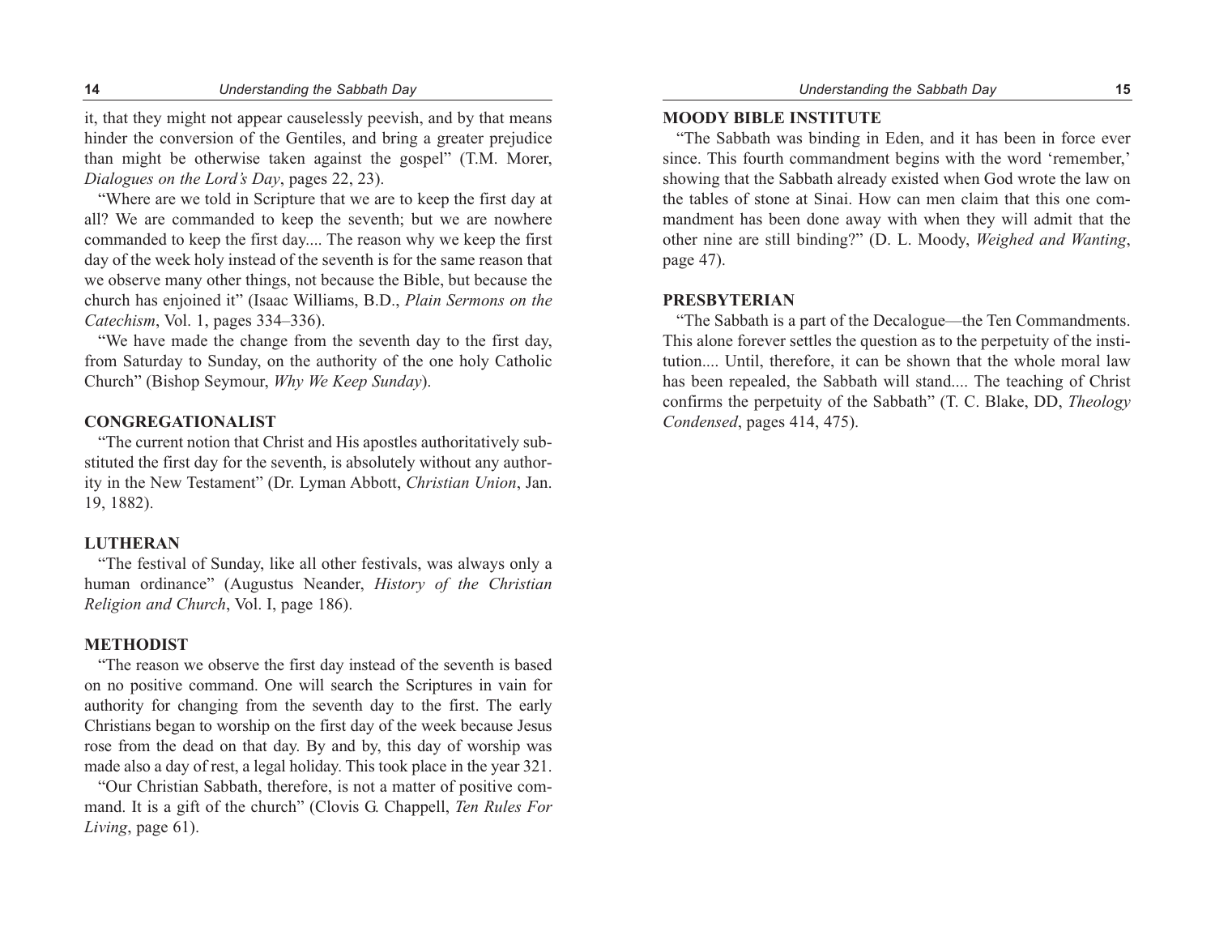it, that they might not appear causelessly peevish, and by that means hinder the conversion of the Gentiles, and bring a greater prejudice than might be otherwise taken against the gospel" (T.M. Morer, *Dialogues on the Lord's Day*, pages 22, 23).

"Where are we told in Scripture that we are to keep the first day at all? We are commanded to keep the seventh; but we are nowhere commanded to keep the first day.... The reason why we keep the first day of the week holy instead of the seventh is for the same reason that we observe many other things, not because the Bible, but because the church has enjoined it" (Isaac Williams, B.D., *Plain Sermons on the Catechism*, Vol. 1, pages 334–336).

"We have made the change from the seventh day to the first day, from Saturday to Sunday, on the authority of the one holy Catholic Church" (Bishop Seymour, *Why We Keep Sunday*).

**CONGREGATIONALIST**

"The current notion that Christ and His apostles authoritatively substituted the first day for the seventh, is absolutely without any authority in the New Testament" (Dr. Lyman Abbott, *Christian Union*, Jan. 19, 1882).

**LUTHERAN**

"The festival of Sunday, like all other festivals, was always only a human ordinance" (Augustus Neander, *History of the Christian Religion and Church*, Vol. I, page 186).

**METHODIST**

"The reason we observe the first day instead of the seventh is based on no positive command. One will search the Scriptures in vain for authority for changing from the seventh day to the first. The early Christians began to worship on the first day of the week because Jesus rose from the dead on that day. By and by, this day of worship was made also a day of rest, a legal holiday. This took place in the year 321.

"Our Christian Sabbath, therefore, is not a matter of positive command. It is a gift of the church" (Clovis G. Chappell, *Ten Rules For Living*, page 61).

**MOODY BIBLE INSTITUTE**

"The Sabbath was binding in Eden, and it has been in force ever since. This fourth commandment begins with the word 'remember,' showing that the Sabbath already existed when God wrote the law on the tables of stone at Sinai. How can men claim that this one commandment has been done away with when they will admit that the other nine are still binding?" (D. L. Moody, *Weighed and Wanting*, page 47).

**PRESBYTERIAN**

"The Sabbath is a part of the Decalogue—the Ten Commandments. This alone forever settles the question as to the perpetuity of the institution.... Until, therefore, it can be shown that the whole moral law has been repealed, the Sabbath will stand.... The teaching of Christ confirms the perpetuity of the Sabbath" (T. C. Blake, DD, *Theology Condensed*, pages 414, 475).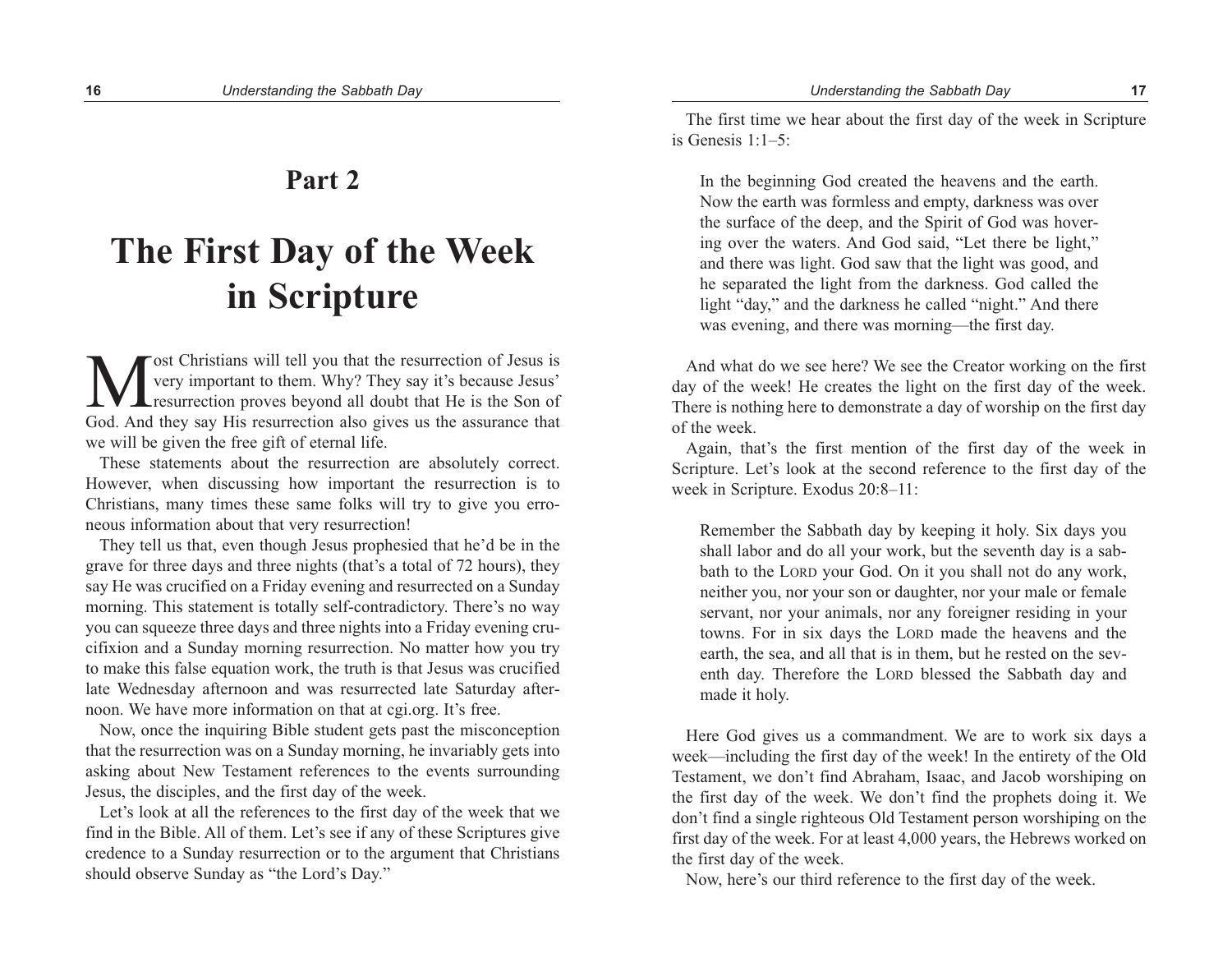# Part 2

# The First Day of the Week in Scripture

Most Christians will tell you that the resurrection of Jesus is very important to them. Why? They say it's because Jesus' resurrection proves beyond all doubt that He is the Son of God. And they say His resurrection also gives us the assurance that we will be given the free gift of eternal life.

These statements about the resurrection are absolutely correct. However, when discussing how important the resurrection is to Christians, many times these same folks will try to give you erroneous information about that very resurrection!

They tell us that, even though Jesus prophesied that he'd be in the grave for three days and three nights (that's a total of 72 hours), they say He was crucified on a Friday evening and resurrected on a Sunday morning. This statement is totally self-contradictory. There's no way you can squeeze three days and three nights into a Friday evening crucifixion and a Sunday morning resurrection. No matter how you try to make this false equation work, the truth is that Jesus was crucified late Wednesday afternoon and was resurrected late Saturday afternoon. We have more information on that at cgi.org. It's free.

Now, once the inquiring Bible student gets past the misconception that the resurrection was on a Sunday morning, he invariably gets into asking about New Testament references to the events surrounding Jesus, the disciples, and the first day of the week.

Let's look at all the references to the first day of the week that we find in the Bible. All of them. Let's see if any of these Scriptures give credence to a Sunday resurrection or to the argument that Christians should observe Sunday as "the Lord's Day."

The first time we hear about the first day of the week in Scripture is Genesis 1:1–5:

> In the beginning God created the heavens and the earth. Now the earth was formless and empty, darkness was over the surface of the deep, and the Spirit of God was hovering over the waters. And God said, "Let there be light," and there was light. God saw that the light was good, and he separated the light from the darkness. God called the light "day," and the darkness he called "night." And there was evening, and there was morning—the first day.

And what do we see here? We see the Creator working on the first day of the week! He creates the light on the first day of the week. There is nothing here to demonstrate a day of worship on the first day of the week.

Again, that's the first mention of the first day of the week in Scripture. Let's look at the second reference to the first day of the week in Scripture. Exodus 20:8–11:

> Remember the Sabbath day by keeping it holy. Six days you shall labor and do all your work, but the seventh day is a sabbath to the LORD your God. On it you shall not do any work, neither you, nor your son or daughter, nor your male or female servant, nor your animals, nor any foreigner residing in your towns. For in six days the LORD made the heavens and the earth, the sea, and all that is in them, but he rested on the seventh day. Therefore the LORD blessed the Sabbath day and made it holy.

Here God gives us a commandment. We are to work six days a week—including the first day of the week! In the entirety of the Old Testament, we don't find Abraham, Isaac, and Jacob worshiping on the first day of the week. We don't find the prophets doing it. We don't find a single righteous Old Testament person worshiping on the first day of the week. For at least 4,000 years, the Hebrews worked on the first day of the week.

Now, here's our third reference to the first day of the week.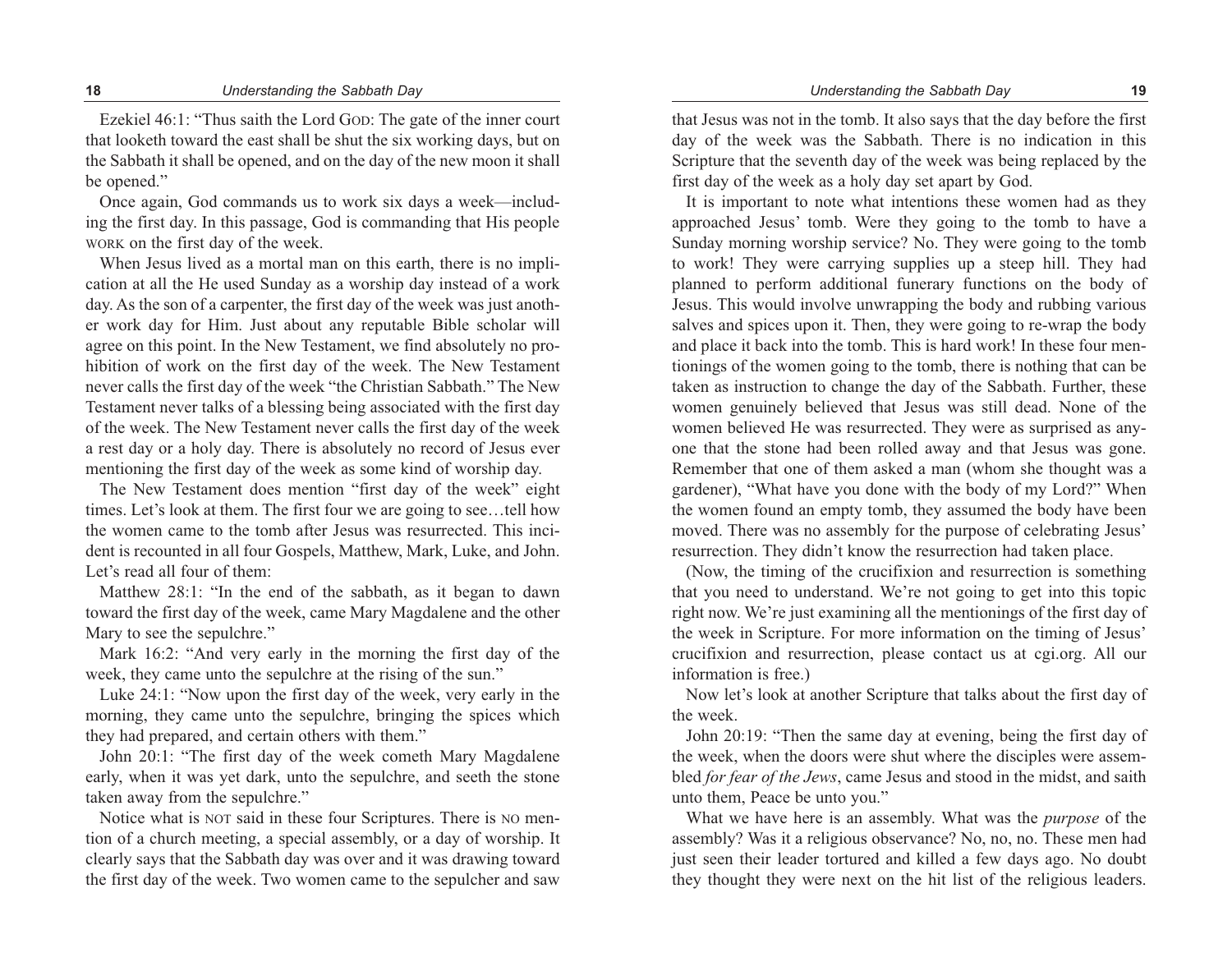Ezekiel 46:1: "Thus saith the Lord GOD: The gate of the inner court that looketh toward the east shall be shut the six working days, but on the Sabbath it shall be opened, and on the day of the new moon it shall be opened."

Once again, God commands us to work six days a week—including the first day. In this passage, God is commanding that His people WORK on the first day of the week.

When Jesus lived as a mortal man on this earth, there is no implication at all the He used Sunday as a worship day instead of a work day. As the son of a carpenter, the first day of the week was just another work day for Him. Just about any reputable Bible scholar will agree on this point. In the New Testament, we find absolutely no prohibition of work on the first day of the week. The New Testament never calls the first day of the week "the Christian Sabbath." The New Testament never talks of a blessing being associated with the first day of the week. The New Testament never calls the first day of the week a rest day or a holy day. There is absolutely no record of Jesus ever mentioning the first day of the week as some kind of worship day.

The New Testament does mention "first day of the week" eight times. Let's look at them. The first four we are going to see…tell how the women came to the tomb after Jesus was resurrected. This incident is recounted in all four Gospels, Matthew, Mark, Luke, and John. Let's read all four of them:

Matthew 28:1: "In the end of the sabbath, as it began to dawn toward the first day of the week, came Mary Magdalene and the other Mary to see the sepulchre."

Mark 16:2: "And very early in the morning the first day of the week, they came unto the sepulchre at the rising of the sun."

Luke 24:1: "Now upon the first day of the week, very early in the morning, they came unto the sepulchre, bringing the spices which they had prepared, and certain others with them."

John 20:1: "The first day of the week cometh Mary Magdalene early, when it was yet dark, unto the sepulchre, and seeth the stone taken away from the sepulchre."

Notice what is NOT said in these four Scriptures. There is NO mention of a church meeting, a special assembly, or a day of worship. It clearly says that the Sabbath day was over and it was drawing toward the first day of the week. Two women came to the sepulcher and saw that Jesus was not in the tomb. It also says that the day before the first day of the week was the Sabbath. There is no indication in this Scripture that the seventh day of the week was being replaced by the first day of the week as a holy day set apart by God.

It is important to note what intentions these women had as they approached Jesus' tomb. Were they going to the tomb to have a Sunday morning worship service? No. They were going to the tomb to work! They were carrying supplies up a steep hill. They had planned to perform additional funerary functions on the body of Jesus. This would involve unwrapping the body and rubbing various salves and spices upon it. Then, they were going to re-wrap the body and place it back into the tomb. This is hard work! In these four mentionings of the women going to the tomb, there is nothing that can be taken as instruction to change the day of the Sabbath. Further, these women genuinely believed that Jesus was still dead. None of the women believed He was resurrected. They were as surprised as anyone that the stone had been rolled away and that Jesus was gone. Remember that one of them asked a man (whom she thought was a gardener), "What have you done with the body of my Lord?" When the women found an empty tomb, they assumed the body have been moved. There was no assembly for the purpose of celebrating Jesus' resurrection. They didn't know the resurrection had taken place.

(Now, the timing of the crucifixion and resurrection is something that you need to understand. We're not going to get into this topic right now. We're just examining all the mentionings of the first day of the week in Scripture. For more information on the timing of Jesus' crucifixion and resurrection, please contact us at cgi.org. All our information is free.)

Now let's look at another Scripture that talks about the first day of the week.

John 20:19: "Then the same day at evening, being the first day of the week, when the doors were shut where the disciples were assembled *for fear of the Jews*, came Jesus and stood in the midst, and saith unto them, Peace be unto you."

What we have here is an assembly. What was the *purpose* of the assembly? Was it a religious observance? No, no, no. These men had just seen their leader tortured and killed a few days ago. No doubt they thought they were next on the hit list of the religious leaders.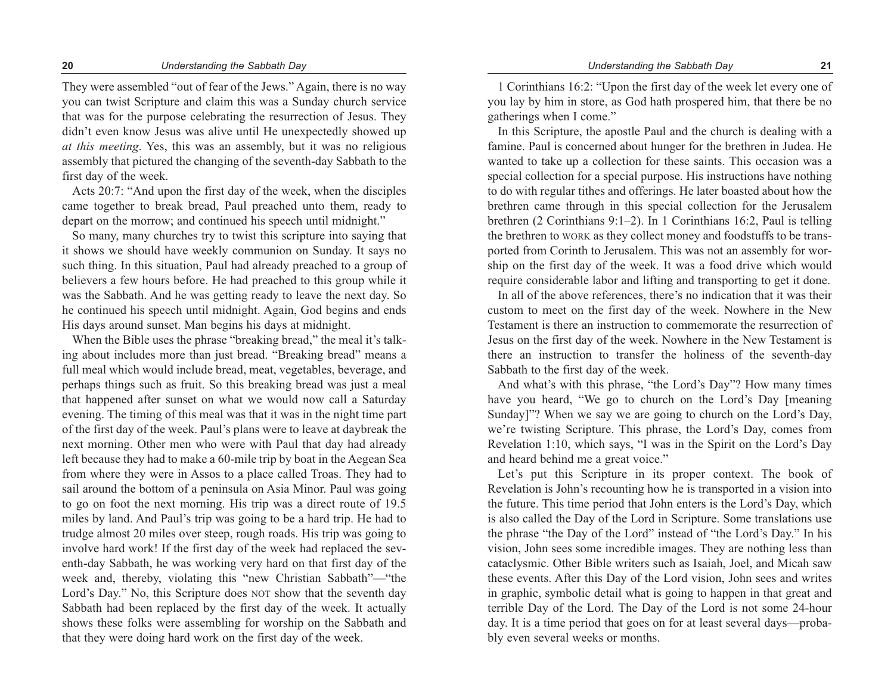They were assembled "out of fear of the Jews." Again, there is no way you can twist Scripture and claim this was a Sunday church service that was for the purpose celebrating the resurrection of Jesus. They didn't even know Jesus was alive until He unexpectedly showed up *at this meeting*. Yes, this was an assembly, but it was no religious assembly that pictured the changing of the seventh-day Sabbath to the first day of the week.

Acts 20:7: "And upon the first day of the week, when the disciples came together to break bread, Paul preached unto them, ready to depart on the morrow; and continued his speech until midnight."

So many, many churches try to twist this scripture into saying that it shows we should have weekly communion on Sunday. It says no such thing. In this situation, Paul had already preached to a group of believers a few hours before. He had preached to this group while it was the Sabbath. And he was getting ready to leave the next day. So he continued his speech until midnight. Again, God begins and ends His days around sunset. Man begins his days at midnight.

When the Bible uses the phrase "breaking bread," the meal it's talking about includes more than just bread. "Breaking bread" means a full meal which would include bread, meat, vegetables, beverage, and perhaps things such as fruit. So this breaking bread was just a meal that happened after sunset on what we would now call a Saturday evening. The timing of this meal was that it was in the night time part of the first day of the week. Paul's plans were to leave at daybreak the next morning. Other men who were with Paul that day had already left because they had to make a 60-mile trip by boat in the Aegean Sea from where they were in Assos to a place called Troas. They had to sail around the bottom of a peninsula on Asia Minor. Paul was going to go on foot the next morning. His trip was a direct route of 19.5 miles by land. And Paul's trip was going to be a hard trip. He had to trudge almost 20 miles over steep, rough roads. His trip was going to involve hard work! If the first day of the week had replaced the seventh-day Sabbath, he was working very hard on that first day of the week and, thereby, violating this "new Christian Sabbath"—"the Lord's Day." No, this Scripture does NOT show that the seventh day Sabbath had been replaced by the first day of the week. It actually shows these folks were assembling for worship on the Sabbath and that they were doing hard work on the first day of the week.

1 Corinthians 16:2: "Upon the first day of the week let every one of you lay by him in store, as God hath prospered him, that there be no gatherings when I come."

In this Scripture, the apostle Paul and the church is dealing with a famine. Paul is concerned about hunger for the brethren in Judea. He wanted to take up a collection for these saints. This occasion was a special collection for a special purpose. His instructions have nothing to do with regular tithes and offerings. He later boasted about how the brethren came through in this special collection for the Jerusalem brethren (2 Corinthians 9:1–2). In 1 Corinthians 16:2, Paul is telling the brethren to WORK as they collect money and foodstuffs to be transported from Corinth to Jerusalem. This was not an assembly for worship on the first day of the week. It was a food drive which would require considerable labor and lifting and transporting to get it done.

In all of the above references, there's no indication that it was their custom to meet on the first day of the week. Nowhere in the New Testament is there an instruction to commemorate the resurrection of Jesus on the first day of the week. Nowhere in the New Testament is there an instruction to transfer the holiness of the seventh-day Sabbath to the first day of the week.

And what's with this phrase, "the Lord's Day"? How many times have you heard, "We go to church on the Lord's Day [meaning Sunday]"? When we say we are going to church on the Lord's Day, we're twisting Scripture. This phrase, the Lord's Day, comes from Revelation 1:10, which says, "I was in the Spirit on the Lord's Day and heard behind me a great voice."

Let's put this Scripture in its proper context. The book of Revelation is John's recounting how he is transported in a vision into the future. This time period that John enters is the Lord's Day, which is also called the Day of the Lord in Scripture. Some translations use the phrase "the Day of the Lord" instead of "the Lord's Day." In his vision, John sees some incredible images. They are nothing less than cataclysmic. Other Bible writers such as Isaiah, Joel, and Micah saw these events. After this Day of the Lord vision, John sees and writes in graphic, symbolic detail what is going to happen in that great and terrible Day of the Lord. The Day of the Lord is not some 24-hour day. It is a time period that goes on for at least several days—probably even several weeks or months.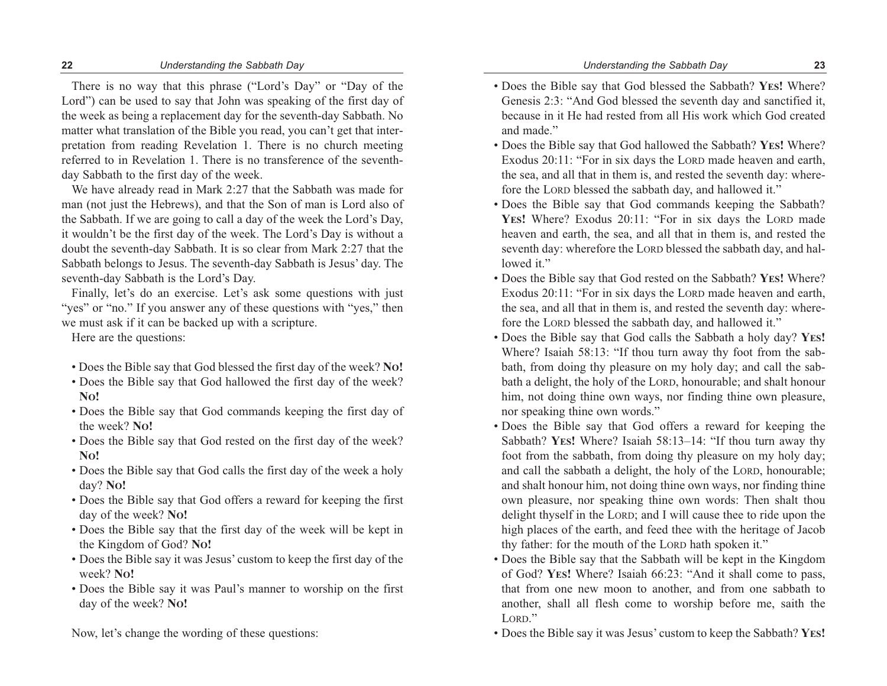There is no way that this phrase ("Lord's Day" or "Day of the Lord") can be used to say that John was speaking of the first day of the week as being a replacement day for the seventh-day Sabbath. No matter what translation of the Bible you read, you can't get that interpretation from reading Revelation 1. There is no church meeting referred to in Revelation 1. There is no transference of the seventh-day Sabbath to the first day of the week.

We have already read in Mark 2:27 that the Sabbath was made for man (not just the Hebrews), and that the Son of man is Lord also of the Sabbath. If we are going to call a day of the week the Lord's Day, it wouldn't be the first day of the week. The Lord's Day is without a doubt the seventh-day Sabbath. It is so clear from Mark 2:27 that the Sabbath belongs to Jesus. The seventh-day Sabbath is Jesus' day. The seventh-day Sabbath is the Lord's Day.

Finally, let's do an exercise. Let's ask some questions with just "yes" or "no." If you answer any of these questions with "yes," then we must ask if it can be backed up with a scripture.

Here are the questions:

- Does the Bible say that God blessed the first day of the week? **NO!**
- Does the Bible say that God hallowed the first day of the week? **NO!**
- Does the Bible say that God commands keeping the first day of the week? **NO!**
- Does the Bible say that God rested on the first day of the week? **NO!**
- Does the Bible say that God calls the first day of the week a holy day? **NO!**
- Does the Bible say that God offers a reward for keeping the first day of the week? **NO!**
- Does the Bible say that the first day of the week will be kept in the Kingdom of God? **NO!**
- Does the Bible say it was Jesus' custom to keep the first day of the week? **NO!**
- Does the Bible say it was Paul's manner to worship on the first day of the week? **NO!**

Now, let's change the wording of these questions:

- Does the Bible say that God blessed the Sabbath? **YES!** Where? Genesis 2:3: "And God blessed the seventh day and sanctified it, because in it He had rested from all His work which God created and made."
- Does the Bible say that God hallowed the Sabbath? **YES!** Where? Exodus 20:11: "For in six days the LORD made heaven and earth, the sea, and all that in them is, and rested the seventh day: wherefore the LORD blessed the sabbath day, and hallowed it."
- Does the Bible say that God commands keeping the Sabbath? **YES!** Where? Exodus 20:11: "For in six days the LORD made heaven and earth, the sea, and all that in them is, and rested the seventh day: wherefore the LORD blessed the sabbath day, and hallowed it."
- Does the Bible say that God rested on the Sabbath? **YES!** Where? Exodus 20:11: "For in six days the LORD made heaven and earth, the sea, and all that in them is, and rested the seventh day: wherefore the LORD blessed the sabbath day, and hallowed it."
- Does the Bible say that God calls the Sabbath a holy day? **YES!** Where? Isaiah 58:13: "If thou turn away thy foot from the sabbath, from doing thy pleasure on my holy day; and call the sabbath a delight, the holy of the LORD, honourable; and shalt honour him, not doing thine own ways, nor finding thine own pleasure, nor speaking thine own words."
- Does the Bible say that God offers a reward for keeping the Sabbath? **YES!** Where? Isaiah 58:13–14: "If thou turn away thy foot from the sabbath, from doing thy pleasure on my holy day; and call the sabbath a delight, the holy of the LORD, honourable; and shalt honour him, not doing thine own ways, nor finding thine own pleasure, nor speaking thine own words: Then shalt thou delight thyself in the LORD; and I will cause thee to ride upon the high places of the earth, and feed thee with the heritage of Jacob thy father: for the mouth of the LORD hath spoken it."
- Does the Bible say that the Sabbath will be kept in the Kingdom of God? **YES!** Where? Isaiah 66:23: "And it shall come to pass, that from one new moon to another, and from one sabbath to another, shall all flesh come to worship before me, saith the LORD."
- Does the Bible say it was Jesus' custom to keep the Sabbath? **YES!**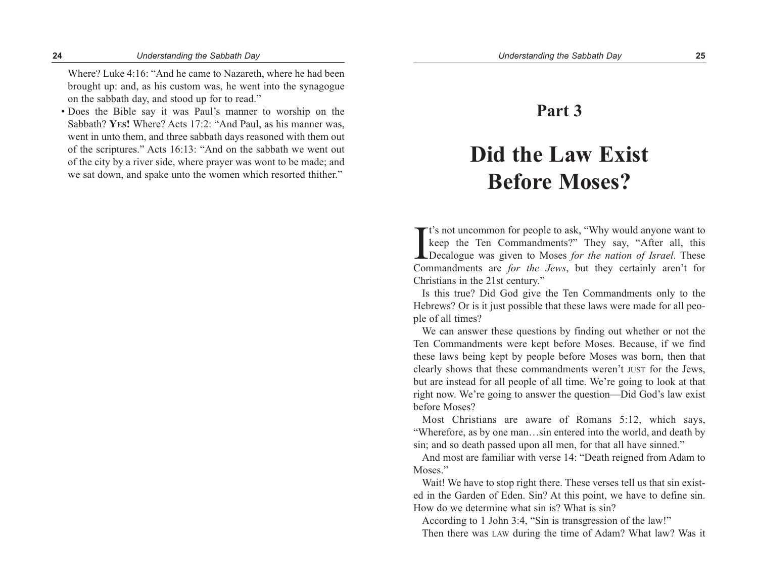Where? Luke 4:16: "And he came to Nazareth, where he had been brought up: and, as his custom was, he went into the synagogue on the sabbath day, and stood up for to read."

- Does the Bible say it was Paul's manner to worship on the Sabbath? **YES!** Where? Acts 17:2: "And Paul, as his manner was, went in unto them, and three sabbath days reasoned with them out of the scriptures." Acts 16:13: "And on the sabbath we went out of the city by a river side, where prayer was wont to be made; and we sat down, and spake unto the women which resorted thither."

## Part 3

# Did the Law Exist Before Moses?

It's not uncommon for people to ask, "Why would anyone want to keep the Ten Commandments?" They say, "After all, this Decalogue was given to Moses *for the nation of Israel*. These Commandments are *for the Jews*, but they certainly aren't for Christians in the 21st century."

Is this true? Did God give the Ten Commandments only to the Hebrews? Or is it just possible that these laws were made for all people of all times?

We can answer these questions by finding out whether or not the Ten Commandments were kept before Moses. Because, if we find these laws being kept by people before Moses was born, then that clearly shows that these commandments weren't JUST for the Jews, but are instead for all people of all time. We're going to look at that right now. We're going to answer the question—Did God's law exist before Moses?

Most Christians are aware of Romans 5:12, which says, "Wherefore, as by one man…sin entered into the world, and death by sin; and so death passed upon all men, for that all have sinned."

And most are familiar with verse 14: "Death reigned from Adam to Moses."

Wait! We have to stop right there. These verses tell us that sin existed in the Garden of Eden. Sin? At this point, we have to define sin. How do we determine what sin is? What is sin?

According to 1 John 3:4, "Sin is transgression of the law!"

Then there was LAW during the time of Adam? What law? Was it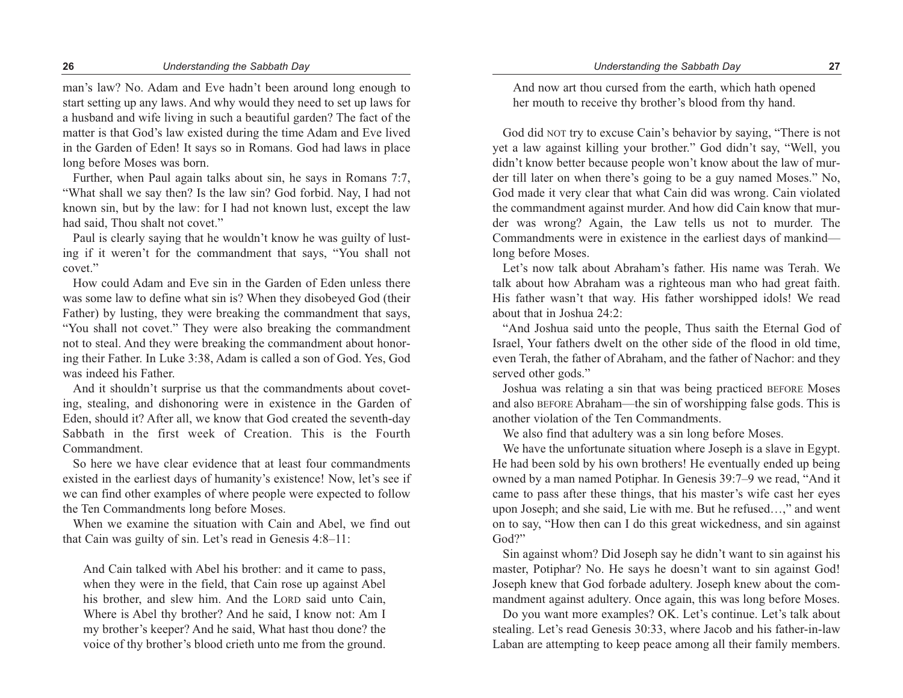man's law? No. Adam and Eve hadn't been around long enough to start setting up any laws. And why would they need to set up laws for a husband and wife living in such a beautiful garden? The fact of the matter is that God's law existed during the time Adam and Eve lived in the Garden of Eden! It says so in Romans. God had laws in place long before Moses was born.

Further, when Paul again talks about sin, he says in Romans 7:7, "What shall we say then? Is the law sin? God forbid. Nay, I had not known sin, but by the law: for I had not known lust, except the law had said, Thou shalt not covet."

Paul is clearly saying that he wouldn't know he was guilty of lusting if it weren't for the commandment that says, "You shall not covet."

How could Adam and Eve sin in the Garden of Eden unless there was some law to define what sin is? When they disobeyed God (their Father) by lusting, they were breaking the commandment that says, "You shall not covet." They were also breaking the commandment not to steal. And they were breaking the commandment about honoring their Father. In Luke 3:38, Adam is called a son of God. Yes, God was indeed his Father.

And it shouldn't surprise us that the commandments about coveting, stealing, and dishonoring were in existence in the Garden of Eden, should it? After all, we know that God created the seventh-day Sabbath in the first week of Creation. This is the Fourth Commandment.

So here we have clear evidence that at least four commandments existed in the earliest days of humanity's existence! Now, let's see if we can find other examples of where people were expected to follow the Ten Commandments long before Moses.

When we examine the situation with Cain and Abel, we find out that Cain was guilty of sin. Let's read in Genesis 4:8–11:

> And Cain talked with Abel his brother: and it came to pass, when they were in the field, that Cain rose up against Abel his brother, and slew him. And the LORD said unto Cain, Where is Abel thy brother? And he said, I know not: Am I my brother's keeper? And he said, What hast thou done? the voice of thy brother's blood crieth unto me from the ground. And now art thou cursed from the earth, which hath opened her mouth to receive thy brother's blood from thy hand.

God did NOT try to excuse Cain's behavior by saying, "There is not yet a law against killing your brother." God didn't say, "Well, you didn't know better because people won't know about the law of murder till later on when there's going to be a guy named Moses." No, God made it very clear that what Cain did was wrong. Cain violated the commandment against murder. And how did Cain know that murder was wrong? Again, the Law tells us not to murder. The Commandments were in existence in the earliest days of mankind—long before Moses.

Let's now talk about Abraham's father. His name was Terah. We talk about how Abraham was a righteous man who had great faith. His father wasn't that way. His father worshipped idols! We read about that in Joshua 24:2:

"And Joshua said unto the people, Thus saith the Eternal God of Israel, Your fathers dwelt on the other side of the flood in old time, even Terah, the father of Abraham, and the father of Nachor: and they served other gods."

Joshua was relating a sin that was being practiced BEFORE Moses and also BEFORE Abraham—the sin of worshipping false gods. This is another violation of the Ten Commandments.

We also find that adultery was a sin long before Moses.

We have the unfortunate situation where Joseph is a slave in Egypt. He had been sold by his own brothers! He eventually ended up being owned by a man named Potiphar. In Genesis 39:7–9 we read, "And it came to pass after these things, that his master's wife cast her eyes upon Joseph; and she said, Lie with me. But he refused…," and went on to say, "How then can I do this great wickedness, and sin against God?"

Sin against whom? Did Joseph say he didn't want to sin against his master, Potiphar? No. He says he doesn't want to sin against God! Joseph knew that God forbade adultery. Joseph knew about the commandment against adultery. Once again, this was long before Moses.

Do you want more examples? OK. Let's continue. Let's talk about stealing. Let's read Genesis 30:33, where Jacob and his father-in-law Laban are attempting to keep peace among all their family members.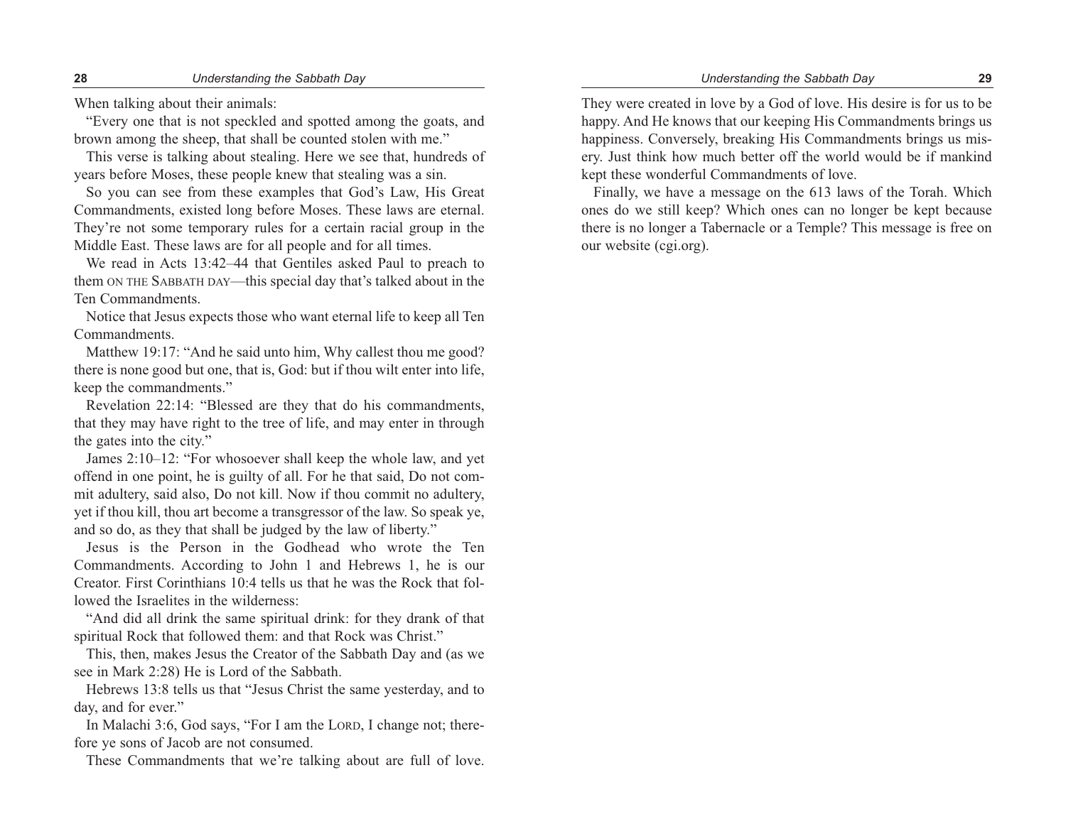When talking about their animals:

"Every one that is not speckled and spotted among the goats, and brown among the sheep, that shall be counted stolen with me."

This verse is talking about stealing. Here we see that, hundreds of years before Moses, these people knew that stealing was a sin.

So you can see from these examples that God's Law, His Great Commandments, existed long before Moses. These laws are eternal. They're not some temporary rules for a certain racial group in the Middle East. These laws are for all people and for all times.

We read in Acts 13:42–44 that Gentiles asked Paul to preach to them ON THE SABBATH DAY—this special day that's talked about in the Ten Commandments.

Notice that Jesus expects those who want eternal life to keep all Ten Commandments.

Matthew 19:17: "And he said unto him, Why callest thou me good? there is none good but one, that is, God: but if thou wilt enter into life, keep the commandments."

Revelation 22:14: "Blessed are they that do his commandments, that they may have right to the tree of life, and may enter in through the gates into the city."

James 2:10–12: "For whosoever shall keep the whole law, and yet offend in one point, he is guilty of all. For he that said, Do not commit adultery, said also, Do not kill. Now if thou commit no adultery, yet if thou kill, thou art become a transgressor of the law. So speak ye, and so do, as they that shall be judged by the law of liberty."

Jesus is the Person in the Godhead who wrote the Ten Commandments. According to John 1 and Hebrews 1, he is our Creator. First Corinthians 10:4 tells us that he was the Rock that followed the Israelites in the wilderness:

"And did all drink the same spiritual drink: for they drank of that spiritual Rock that followed them: and that Rock was Christ."

This, then, makes Jesus the Creator of the Sabbath Day and (as we see in Mark 2:28) He is Lord of the Sabbath.

Hebrews 13:8 tells us that "Jesus Christ the same yesterday, and to day, and for ever."

In Malachi 3:6, God says, "For I am the LORD, I change not; therefore ye sons of Jacob are not consumed.

These Commandments that we're talking about are full of love. They were created in love by a God of love. His desire is for us to be happy. And He knows that our keeping His Commandments brings us happiness. Conversely, breaking His Commandments brings us misery. Just think how much better off the world would be if mankind kept these wonderful Commandments of love.

Finally, we have a message on the 613 laws of the Torah. Which ones do we still keep? Which ones can no longer be kept because there is no longer a Tabernacle or a Temple? This message is free on our website (cgi.org).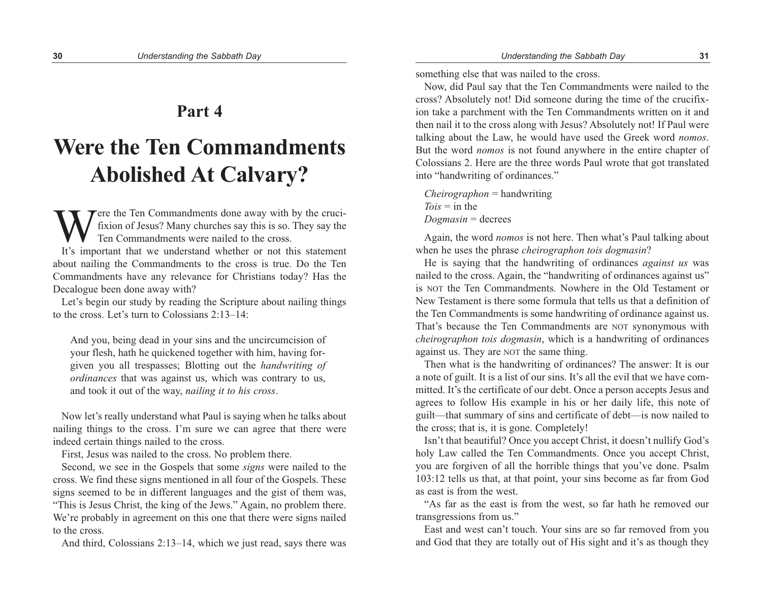# Part 4

# Were the Ten Commandments Abolished At Calvary?

Were the Ten Commandments done away with by the crucifixion of Jesus? Many churches say this is so. They say the Ten Commandments were nailed to the cross.

It's important that we understand whether or not this statement about nailing the Commandments to the cross is true. Do the Ten Commandments have any relevance for Christians today? Has the Decalogue been done away with?

Let's begin our study by reading the Scripture about nailing things to the cross. Let's turn to Colossians 2:13–14:

> And you, being dead in your sins and the uncircumcision of your flesh, hath he quickened together with him, having forgiven you all trespasses; Blotting out the *handwriting of ordinances* that was against us, which was contrary to us, and took it out of the way, *nailing it to his cross*.

Now let's really understand what Paul is saying when he talks about nailing things to the cross. I'm sure we can agree that there were indeed certain things nailed to the cross.

First, Jesus was nailed to the cross. No problem there.

Second, we see in the Gospels that some *signs* were nailed to the cross. We find these signs mentioned in all four of the Gospels. These signs seemed to be in different languages and the gist of them was, "This is Jesus Christ, the king of the Jews." Again, no problem there. We're probably in agreement on this one that there were signs nailed to the cross.

And third, Colossians 2:13–14, which we just read, says there was something else that was nailed to the cross.

Now, did Paul say that the Ten Commandments were nailed to the cross? Absolutely not! Did someone during the time of the crucifixion take a parchment with the Ten Commandments written on it and then nail it to the cross along with Jesus? Absolutely not! If Paul were talking about the Law, he would have used the Greek word *nomos*. But the word *nomos* is not found anywhere in the entire chapter of Colossians 2. Here are the three words Paul wrote that got translated into "handwriting of ordinances."

*Cheirographon* = handwriting
*Tois* = in the
*Dogmasin* = decrees

Again, the word *nomos* is not here. Then what's Paul talking about when he uses the phrase *cheirographon tois dogmasin*?

He is saying that the handwriting of ordinances *against us* was nailed to the cross. Again, the "handwriting of ordinances against us" is NOT the Ten Commandments. Nowhere in the Old Testament or New Testament is there some formula that tells us that a definition of the Ten Commandments is some handwriting of ordinance against us. That's because the Ten Commandments are NOT synonymous with *cheirographon tois dogmasin*, which is a handwriting of ordinances against us. They are NOT the same thing.

Then what is the handwriting of ordinances? The answer: It is our a note of guilt. It is a list of our sins. It's all the evil that we have committed. It's the certificate of our debt. Once a person accepts Jesus and agrees to follow His example in his or her daily life, this note of guilt—that summary of sins and certificate of debt—is now nailed to the cross; that is, it is gone. Completely!

Isn't that beautiful? Once you accept Christ, it doesn't nullify God's holy Law called the Ten Commandments. Once you accept Christ, you are forgiven of all the horrible things that you've done. Psalm 103:12 tells us that, at that point, your sins become as far from God as east is from the west.

"As far as the east is from the west, so far hath he removed our transgressions from us."

East and west can't touch. Your sins are so far removed from you and God that they are totally out of His sight and it's as though they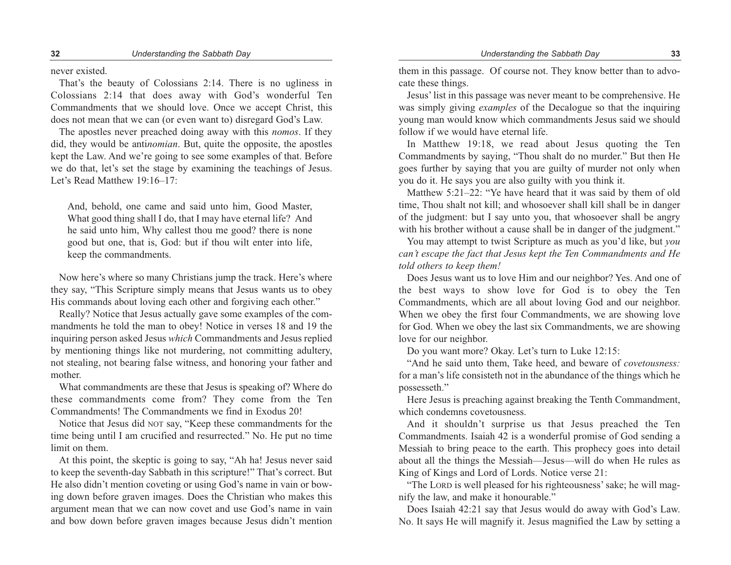never existed.

That's the beauty of Colossians 2:14. There is no ugliness in Colossians 2:14 that does away with God's wonderful Ten Commandments that we should love. Once we accept Christ, this does not mean that we can (or even want to) disregard God's Law.

The apostles never preached doing away with this *nomos*. If they did, they would be anti*nomian*. But, quite the opposite, the apostles kept the Law. And we're going to see some examples of that. Before we do that, let's set the stage by examining the teachings of Jesus. Let's Read Matthew 19:16–17:

> And, behold, one came and said unto him, Good Master, What good thing shall I do, that I may have eternal life? And he said unto him, Why callest thou me good? there is none good but one, that is, God: but if thou wilt enter into life, keep the commandments.

Now here's where so many Christians jump the track. Here's where they say, "This Scripture simply means that Jesus wants us to obey His commands about loving each other and forgiving each other."

Really? Notice that Jesus actually gave some examples of the commandments he told the man to obey! Notice in verses 18 and 19 the inquiring person asked Jesus *which* Commandments and Jesus replied by mentioning things like not murdering, not committing adultery, not stealing, not bearing false witness, and honoring your father and mother.

What commandments are these that Jesus is speaking of? Where do these commandments come from? They come from the Ten Commandments! The Commandments we find in Exodus 20!

Notice that Jesus did NOT say, "Keep these commandments for the time being until I am crucified and resurrected." No. He put no time limit on them.

At this point, the skeptic is going to say, "Ah ha! Jesus never said to keep the seventh-day Sabbath in this scripture!" That's correct. But He also didn't mention coveting or using God's name in vain or bowing down before graven images. Does the Christian who makes this argument mean that we can now covet and use God's name in vain and bow down before graven images because Jesus didn't mention them in this passage. Of course not. They know better than to advocate these things.

Jesus' list in this passage was never meant to be comprehensive. He was simply giving *examples* of the Decalogue so that the inquiring young man would know which commandments Jesus said we should follow if we would have eternal life.

In Matthew 19:18, we read about Jesus quoting the Ten Commandments by saying, "Thou shalt do no murder." But then He goes further by saying that you are guilty of murder not only when you do it. He says you are also guilty with you think it.

Matthew 5:21–22: "Ye have heard that it was said by them of old time, Thou shalt not kill; and whosoever shall kill shall be in danger of the judgment: but I say unto you, that whosoever shall be angry with his brother without a cause shall be in danger of the judgment."

You may attempt to twist Scripture as much as you'd like, but *you can't escape the fact that Jesus kept the Ten Commandments and He told others to keep them!*

Does Jesus want us to love Him and our neighbor? Yes. And one of the best ways to show love for God is to obey the Ten Commandments, which are all about loving God and our neighbor. When we obey the first four Commandments, we are showing love for God. When we obey the last six Commandments, we are showing love for our neighbor.

Do you want more? Okay. Let's turn to Luke 12:15:

"And he said unto them, Take heed, and beware of *covetousness:* for a man's life consisteth not in the abundance of the things which he possesseth."

Here Jesus is preaching against breaking the Tenth Commandment, which condemns covetousness.

And it shouldn't surprise us that Jesus preached the Ten Commandments. Isaiah 42 is a wonderful promise of God sending a Messiah to bring peace to the earth. This prophecy goes into detail about all the things the Messiah—Jesus—will do when He rules as King of Kings and Lord of Lords. Notice verse 21:

"The LORD is well pleased for his righteousness' sake; he will magnify the law, and make it honourable."

Does Isaiah 42:21 say that Jesus would do away with God's Law. No. It says He will magnify it. Jesus magnified the Law by setting a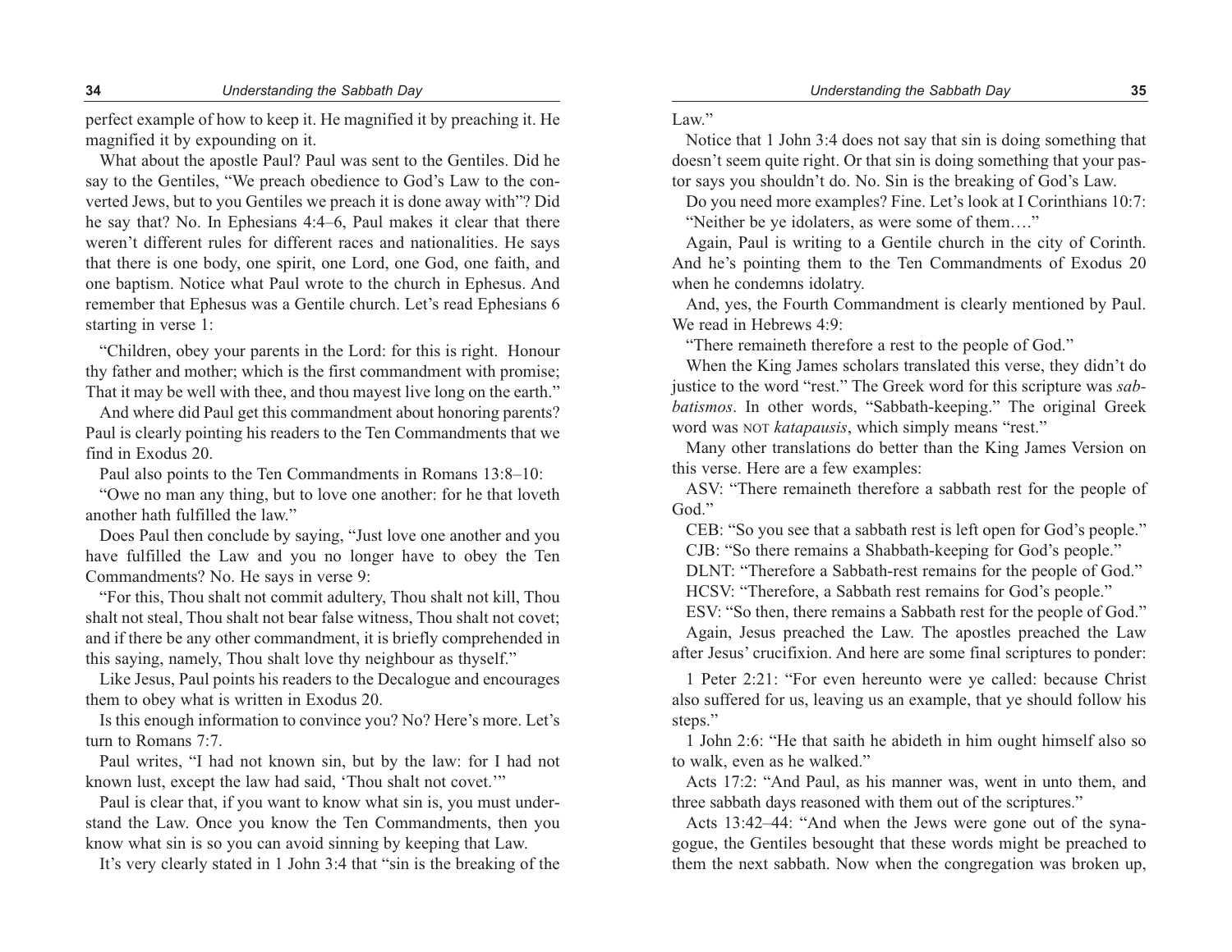perfect example of how to keep it. He magnified it by preaching it. He magnified it by expounding on it.

What about the apostle Paul? Paul was sent to the Gentiles. Did he say to the Gentiles, "We preach obedience to God's Law to the converted Jews, but to you Gentiles we preach it is done away with"? Did he say that? No. In Ephesians 4:4–6, Paul makes it clear that there weren't different rules for different races and nationalities. He says that there is one body, one spirit, one Lord, one God, one faith, and one baptism. Notice what Paul wrote to the church in Ephesus. And remember that Ephesus was a Gentile church. Let's read Ephesians 6 starting in verse 1:

"Children, obey your parents in the Lord: for this is right. Honour thy father and mother; which is the first commandment with promise; That it may be well with thee, and thou mayest live long on the earth."

And where did Paul get this commandment about honoring parents? Paul is clearly pointing his readers to the Ten Commandments that we find in Exodus 20.

Paul also points to the Ten Commandments in Romans 13:8–10:

"Owe no man any thing, but to love one another: for he that loveth another hath fulfilled the law."

Does Paul then conclude by saying, "Just love one another and you have fulfilled the Law and you no longer have to obey the Ten Commandments? No. He says in verse 9:

"For this, Thou shalt not commit adultery, Thou shalt not kill, Thou shalt not steal, Thou shalt not bear false witness, Thou shalt not covet; and if there be any other commandment, it is briefly comprehended in this saying, namely, Thou shalt love thy neighbour as thyself."

Like Jesus, Paul points his readers to the Decalogue and encourages them to obey what is written in Exodus 20.

Is this enough information to convince you? No? Here's more. Let's turn to Romans 7:7.

Paul writes, "I had not known sin, but by the law: for I had not known lust, except the law had said, 'Thou shalt not covet.'"

Paul is clear that, if you want to know what sin is, you must understand the Law. Once you know the Ten Commandments, then you know what sin is so you can avoid sinning by keeping that Law.

It's very clearly stated in 1 John 3:4 that "sin is the breaking of the Law."

Notice that 1 John 3:4 does not say that sin is doing something that doesn't seem quite right. Or that sin is doing something that your pastor says you shouldn't do. No. Sin is the breaking of God's Law.

Do you need more examples? Fine. Let's look at I Corinthians 10:7: "Neither be ye idolaters, as were some of them…."

Again, Paul is writing to a Gentile church in the city of Corinth. And he's pointing them to the Ten Commandments of Exodus 20 when he condemns idolatry.

And, yes, the Fourth Commandment is clearly mentioned by Paul. We read in Hebrews 4:9:

"There remaineth therefore a rest to the people of God."

When the King James scholars translated this verse, they didn't do justice to the word "rest." The Greek word for this scripture was *sabbatismos*. In other words, "Sabbath-keeping." The original Greek word was NOT *katapausis*, which simply means "rest."

Many other translations do better than the King James Version on this verse. Here are a few examples:

ASV: "There remaineth therefore a sabbath rest for the people of God."

CEB: "So you see that a sabbath rest is left open for God's people."

CJB: "So there remains a Shabbath-keeping for God's people."

DLNT: "Therefore a Sabbath-rest remains for the people of God."

HCSV: "Therefore, a Sabbath rest remains for God's people."

ESV: "So then, there remains a Sabbath rest for the people of God."

Again, Jesus preached the Law. The apostles preached the Law after Jesus' crucifixion. And here are some final scriptures to ponder:

1 Peter 2:21: "For even hereunto were ye called: because Christ also suffered for us, leaving us an example, that ye should follow his steps."

1 John 2:6: "He that saith he abideth in him ought himself also so to walk, even as he walked."

Acts 17:2: "And Paul, as his manner was, went in unto them, and three sabbath days reasoned with them out of the scriptures."

Acts 13:42–44: "And when the Jews were gone out of the synagogue, the Gentiles besought that these words might be preached to them the next sabbath. Now when the congregation was broken up,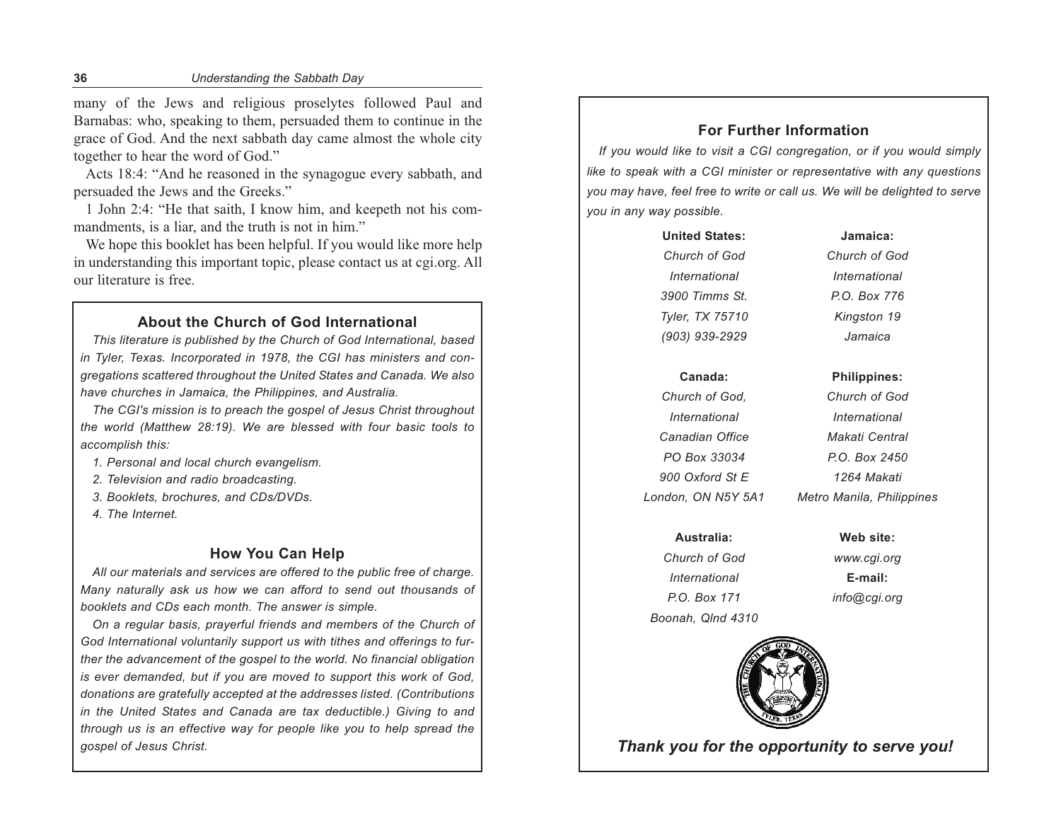many of the Jews and religious proselytes followed Paul and Barnabas: who, speaking to them, persuaded them to continue in the grace of God. And the next sabbath day came almost the whole city together to hear the word of God."

Acts 18:4: "And he reasoned in the synagogue every sabbath, and persuaded the Jews and the Greeks."

1 John 2:4: "He that saith, I know him, and keepeth not his commandments, is a liar, and the truth is not in him."

We hope this booklet has been helpful. If you would like more help in understanding this important topic, please contact us at cgi.org. All our literature is free.

## About the Church of God International

*This literature is published by the Church of God International, based in Tyler, Texas. Incorporated in 1978, the CGI has ministers and congregations scattered throughout the United States and Canada. We also have churches in Jamaica, the Philippines, and Australia.*

*The CGI's mission is to preach the gospel of Jesus Christ throughout the world (Matthew 28:19). We are blessed with four basic tools to accomplish this:*

*1. Personal and local church evangelism.*
*2. Television and radio broadcasting.*
*3. Booklets, brochures, and CDs/DVDs.*
*4. The Internet.*

## How You Can Help

*All our materials and services are offered to the public free of charge. Many naturally ask us how we can afford to send out thousands of booklets and CDs each month. The answer is simple.*

*On a regular basis, prayerful friends and members of the Church of God International voluntarily support us with tithes and offerings to further the advancement of the gospel to the world. No financial obligation is ever demanded, but if you are moved to support this work of God, donations are gratefully accepted at the addresses listed. (Contributions in the United States and Canada are tax deductible.) Giving to and through us is an effective way for people like you to help spread the gospel of Jesus Christ.*

## For Further Information

*If you would like to visit a CGI congregation, or if you would simply like to speak with a CGI minister or representative with any questions you may have, feel free to write or call us. We will be delighted to serve you in any way possible.*

**United States:**
*Church of God*
*International*
*3900 Timms St.*
*Tyler, TX 75710*
*(903) 939-2929*

**Jamaica:**
*Church of God*
*International*
*P.O. Box 776*
*Kingston 19*
*Jamaica*

**Canada:**
*Church of God,*
*International*
*Canadian Office*
*PO Box 33034*
*900 Oxford St E*
*London, ON N5Y 5A1*

**Philippines:**
*Church of God*
*International*
*Makati Central*
*P.O. Box 2450*
*1264 Makati*
*Metro Manila, Philippines*

**Australia:**
*Church of God*
*International*
*P.O. Box 171*
*Boonah, Qlnd 4310*

**Web site:**
*www.cgi.org*

**E-mail:**
*info@cgi.org*

***Thank you for the opportunity to serve you!***